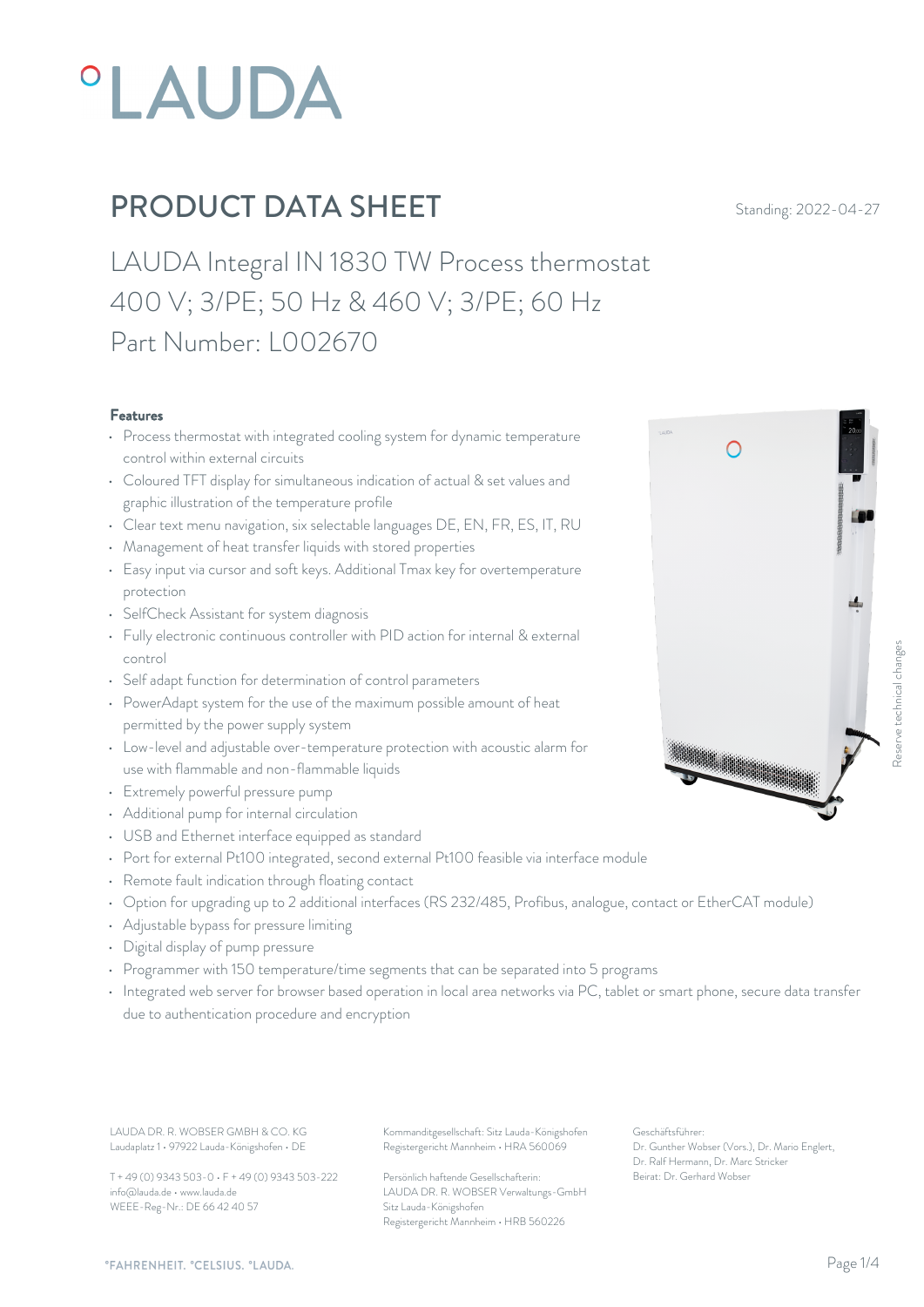# °LAUDA

## PRODUCT DATA SHEET

Standing: 2022-04-27

# LAUDA Integral IN 1830 TW Process thermostat 400 V; 3/PE; 50 Hz & 460 V; 3/PE; 60 Hz Part Number: L002670

### Features

- Process thermostat with integrated cooling system for dynamic temperature control within external circuits
- Coloured TFT display for simultaneous indication of actual & set values and graphic illustration of the temperature profile
- Clear text menu navigation, six selectable languages DE, EN, FR, ES, IT, RU
- Management of heat transfer liquids with stored properties
- Easy input via cursor and soft keys. Additional Tmax key for overtemperature protection
- SelfCheck Assistant for system diagnosis
- Fully electronic continuous controller with PID action for internal & external control
- Self adapt function for determination of control parameters
- PowerAdapt system for the use of the maximum possible amount of heat permitted by the power supply system
- Low-level and adjustable over-temperature protection with acoustic alarm for use with flammable and non-flammable liquids
- Extremely powerful pressure pump
- Additional pump for internal circulation
- USB and Ethernet interface equipped as standard
- Port for external Pt100 integrated, second external Pt100 feasible via interface module
- Remote fault indication through floating contact
- Option for upgrading up to 2 additional interfaces (RS 232/485, Profibus, analogue, contact or EtherCAT module)
- Adjustable bypass for pressure limiting
- Digital display of pump pressure
- Programmer with 150 temperature/time segments that can be separated into 5 programs
- Integrated web server for browser based operation in local area networks via PC, tablet or smart phone, secure data transfer due to authentication procedure and encryption

Reserve technical changes

LAUDA DR. R. WOBSER GMBH & CO. KG
Laudaplatz 1 • 97922 Lauda-Königshofen • DE

T + 49 (0) 9343 503-0 • F + 49 (0) 9343 503-222
info@lauda.de • www.lauda.de
WEEE-Reg-Nr.: DE 66 42 40 57

Kommanditgesellschaft: Sitz Lauda-Königshofen
Registergericht Mannheim • HRA 560069

Persönlich haftende Gesellschafterin:
LAUDA DR. R. WOBSER Verwaltungs-GmbH
Sitz Lauda-Königshofen
Registergericht Mannheim • HRB 560226

Geschäftsführer:
Dr. Gunther Wobser (Vors.), Dr. Mario Englert, Dr. Ralf Hermann, Dr. Marc Stricker
Beirat: Dr. Gerhard Wobser

°FAHRENHEIT. °CELSIUS. °LAUDA.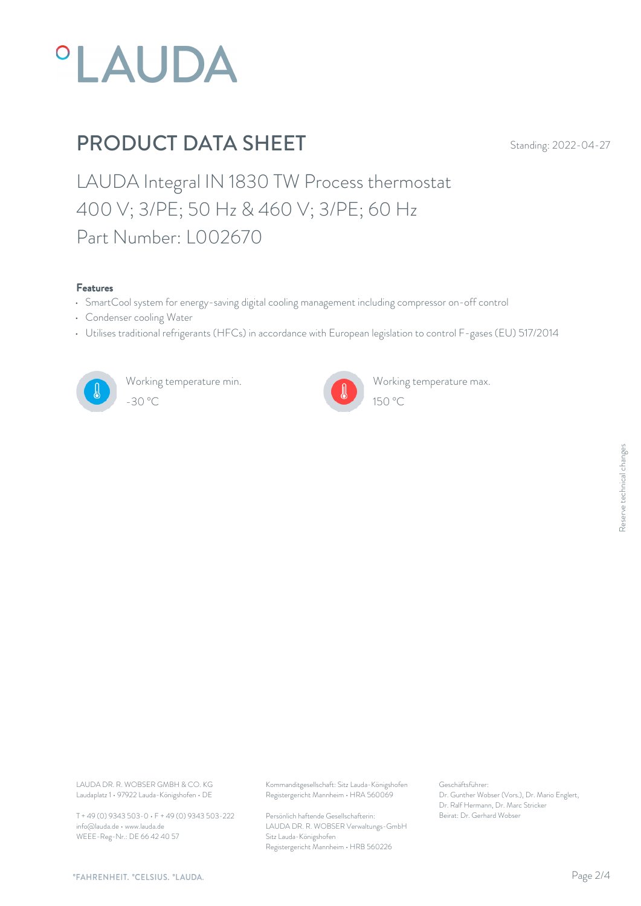# PRODUCT DATA SHEET

Standing: 2022-04-27

## LAUDA Integral IN 1830 TW Process thermostat 400 V; 3/PE; 50 Hz & 460 V; 3/PE; 60 Hz Part Number: L002670

### Features

- SmartCool system for energy-saving digital cooling management including compressor on-off control
- Condenser cooling Water
- Utilises traditional refrigerants (HFCs) in accordance with European legislation to control F-gases (EU) 517/2014

Working temperature min.
-30 °C

Working temperature max.
150 °C

Reserve technical changes

LAUDA DR. R. WOBSER GMBH & CO. KG
Laudaplatz 1 • 97922 Lauda-Königshofen • DE

T + 49 (0) 9343 503-0 • F + 49 (0) 9343 503-222
info@lauda.de • www.lauda.de
WEEE-Reg-Nr.: DE 66 42 40 57

Kommanditgesellschaft: Sitz Lauda-Königshofen
Registergericht Mannheim • HRA 560069

Persönlich haftende Gesellschafterin:
LAUDA DR. R. WOBSER Verwaltungs-GmbH
Sitz Lauda-Königshofen
Registergericht Mannheim • HRB 560226

Geschäftsführer:
Dr. Gunther Wobser (Vors.), Dr. Mario Englert, Dr. Ralf Hermann, Dr. Marc Stricker
Beirat: Dr. Gerhard Wobser

°FAHRENHEIT. °CELSIUS. °LAUDA.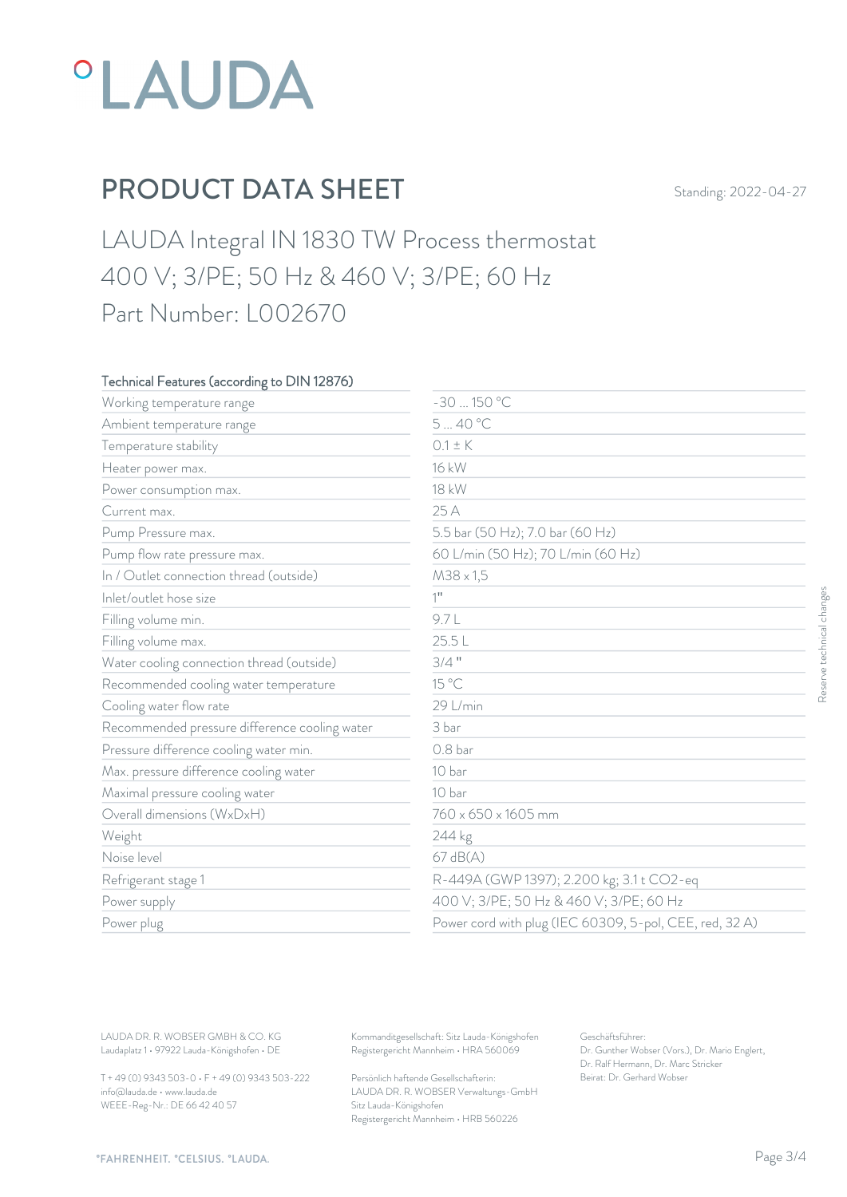# °LAUDA

## PRODUCT DATA SHEET

Standing: 2022-04-27

LAUDA Integral IN 1830 TW Process thermostat
400 V; 3/PE; 50 Hz & 460 V; 3/PE; 60 Hz
Part Number: L002670

| Technical Features (according to DIN 12876) | |
|---|---|
| Working temperature range | -30 ... 150 °C |
| Ambient temperature range | 5 ... 40 °C |
| Temperature stability | 0.1 ± K |
| Heater power max. | 16 kW |
| Power consumption max. | 18 kW |
| Current max. | 25 A |
| Pump Pressure max. | 5.5 bar (50 Hz); 7.0 bar (60 Hz) |
| Pump flow rate pressure max. | 60 L/min (50 Hz); 70 L/min (60 Hz) |
| In / Outlet connection thread (outside) | M38 x 1,5 |
| Inlet/outlet hose size | 1" |
| Filling volume min. | 9.7 L |
| Filling volume max. | 25.5 L |
| Water cooling connection thread (outside) | 3/4 " |
| Recommended cooling water temperature | 15 °C |
| Cooling water flow rate | 29 L/min |
| Recommended pressure difference cooling water | 3 bar |
| Pressure difference cooling water min. | 0.8 bar |
| Max. pressure difference cooling water | 10 bar |
| Maximal pressure cooling water | 10 bar |
| Overall dimensions (WxDxH) | 760 x 650 x 1605 mm |
| Weight | 244 kg |
| Noise level | 67 dB(A) |
| Refrigerant stage 1 | R-449A (GWP 1397); 2.200 kg; 3.1 t CO2-eq |
| Power supply | 400 V; 3/PE; 50 Hz & 460 V; 3/PE; 60 Hz |
| Power plug | Power cord with plug (IEC 60309, 5-pol, CEE, red, 32 A) |

Reserve technical changes

LAUDA DR. R. WOBSER GMBH & CO. KG
Laudaplatz 1 • 97922 Lauda-Königshofen • DE

T + 49 (0) 9343 503-0 • F + 49 (0) 9343 503-222
info@lauda.de • www.lauda.de
WEEE-Reg-Nr.: DE 66 42 40 57

Kommanditgesellschaft: Sitz Lauda-Königshofen
Registergericht Mannheim • HRA 560069

Persönlich haftende Gesellschafterin:
LAUDA DR. R. WOBSER Verwaltungs-GmbH
Sitz Lauda-Königshofen
Registergericht Mannheim • HRB 560226

Geschäftsführer:
Dr. Gunther Wobser (Vors.), Dr. Mario Englert,
Dr. Ralf Hermann, Dr. Marc Stricker
Beirat: Dr. Gerhard Wobser

°FAHRENHEIT. °CELSIUS. °LAUDA.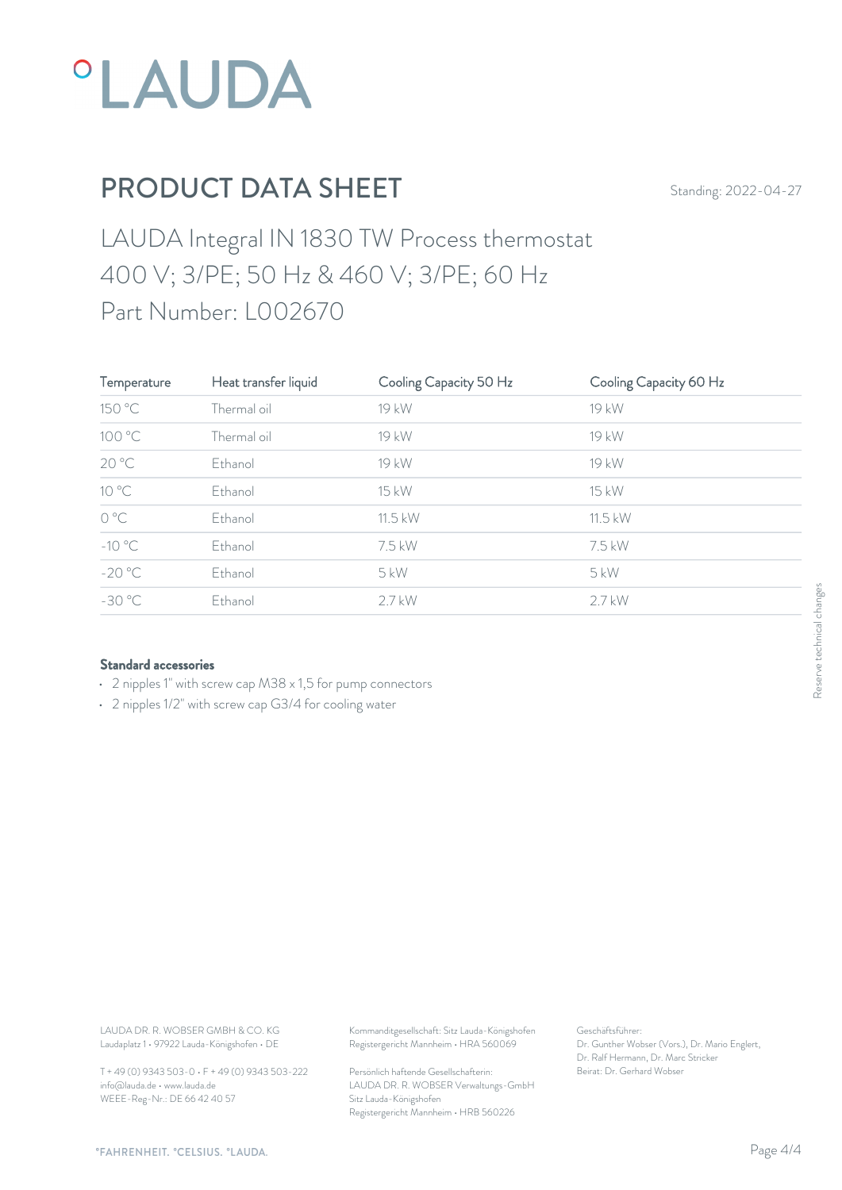# PRODUCT DATA SHEET

Standing: 2022-04-27

## LAUDA Integral IN 1830 TW Process thermostat
## 400 V; 3/PE; 50 Hz & 460 V; 3/PE; 60 Hz
## Part Number: L002670

| Temperature | Heat transfer liquid | Cooling Capacity 50 Hz | Cooling Capacity 60 Hz |
|---|---|---|---|
| 150 °C | Thermal oil | 19 kW | 19 kW |
| 100 °C | Thermal oil | 19 kW | 19 kW |
| 20 °C | Ethanol | 19 kW | 19 kW |
| 10 °C | Ethanol | 15 kW | 15 kW |
| 0 °C | Ethanol | 11.5 kW | 11.5 kW |
| -10 °C | Ethanol | 7.5 kW | 7.5 kW |
| -20 °C | Ethanol | 5 kW | 5 kW |
| -30 °C | Ethanol | 2.7 kW | 2.7 kW |

**Standard accessories**

- 2 nipples 1" with screw cap M38 x 1,5 for pump connectors
- 2 nipples 1/2" with screw cap G3/4 for cooling water

Reserve technical changes

LAUDA DR. R. WOBSER GMBH & CO. KG
Laudaplatz 1 • 97922 Lauda-Königshofen • DE

T + 49 (0) 9343 503-0 • F + 49 (0) 9343 503-222
info@lauda.de • www.lauda.de
WEEE-Reg-Nr.: DE 66 42 40 57

Kommanditgesellschaft: Sitz Lauda-Königshofen
Registergericht Mannheim • HRA 560069

Persönlich haftende Gesellschafterin:
LAUDA DR. R. WOBSER Verwaltungs-GmbH
Sitz Lauda-Königshofen
Registergericht Mannheim • HRB 560226

Geschäftsführer:
Dr. Gunther Wobser (Vors.), Dr. Mario Englert,
Dr. Ralf Hermann, Dr. Marc Stricker
Beirat: Dr. Gerhard Wobser

°FAHRENHEIT. °CELSIUS. °LAUDA.